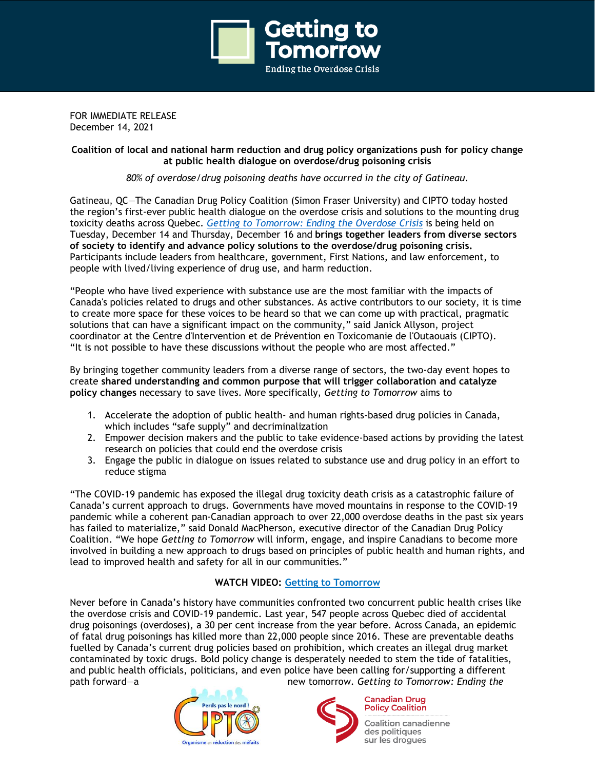FOR IMMEDIATE RELEASE
December 14, 2021

**Coalition of local and national harm reduction and drug policy organizations push for policy change at public health dialogue on overdose/drug poisoning crisis**

*80% of overdose/drug poisoning deaths have occurred in the city of Gatineau.*

Gatineau, QC—The Canadian Drug Policy Coalition (Simon Fraser University) and CIPTO today hosted the region's first-ever public health dialogue on the overdose crisis and solutions to the mounting drug toxicity deaths across Quebec. *Getting to Tomorrow: Ending the Overdose Crisis* is being held on Tuesday, December 14 and Thursday, December 16 and **brings together leaders from diverse sectors of society to identify and advance policy solutions to the overdose/drug poisoning crisis.** Participants include leaders from healthcare, government, First Nations, and law enforcement, to people with lived/living experience of drug use, and harm reduction.

"People who have lived experience with substance use are the most familiar with the impacts of Canada's policies related to drugs and other substances. As active contributors to our society, it is time to create more space for these voices to be heard so that we can come up with practical, pragmatic solutions that can have a significant impact on the community," said Janick Allyson, project coordinator at the Centre d'Intervention et de Prévention en Toxicomanie de l'Outaouais (CIPTO). "It is not possible to have these discussions without the people who are most affected."

By bringing together community leaders from a diverse range of sectors, the two-day event hopes to create **shared understanding and common purpose that will trigger collaboration and catalyze policy changes** necessary to save lives. More specifically, *Getting to Tomorrow* aims to

1. Accelerate the adoption of public health- and human rights-based drug policies in Canada, which includes "safe supply" and decriminalization
2. Empower decision makers and the public to take evidence-based actions by providing the latest research on policies that could end the overdose crisis
3. Engage the public in dialogue on issues related to substance use and drug policy in an effort to reduce stigma

"The COVID-19 pandemic has exposed the illegal drug toxicity death crisis as a catastrophic failure of Canada's current approach to drugs. Governments have moved mountains in response to the COVID-19 pandemic while a coherent pan-Canadian approach to over 22,000 overdose deaths in the past six years has failed to materialize," said Donald MacPherson, executive director of the Canadian Drug Policy Coalition. "We hope *Getting to Tomorrow* will inform, engage, and inspire Canadians to become more involved in building a new approach to drugs based on principles of public health and human rights, and lead to improved health and safety for all in our communities."

**WATCH VIDEO:** Getting to Tomorrow

Never before in Canada's history have communities confronted two concurrent public health crises like the overdose crisis and COVID-19 pandemic. Last year, 547 people across Quebec died of accidental drug poisonings (overdoses), a 30 per cent increase from the year before. Across Canada, an epidemic of fatal drug poisonings has killed more than 22,000 people since 2016. These are preventable deaths fuelled by Canada's current drug policies based on prohibition, which creates an illegal drug market contaminated by toxic drugs. Bold policy change is desperately needed to stem the tide of fatalities, and public health officials, politicians, and even police have been calling for/supporting a different path forward—a new tomorrow. *Getting to Tomorrow: Ending the*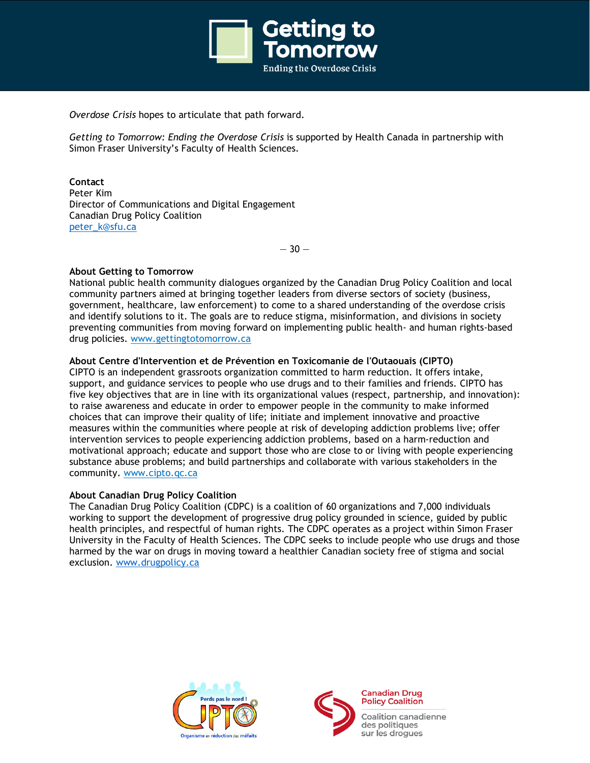*Overdose Crisis* hopes to articulate that path forward.

*Getting to Tomorrow: Ending the Overdose Crisis* is supported by Health Canada in partnership with Simon Fraser University's Faculty of Health Sciences.

**Contact**
Peter Kim
Director of Communications and Digital Engagement
Canadian Drug Policy Coalition
peter_k@sfu.ca

— 30 —

**About Getting to Tomorrow**
National public health community dialogues organized by the Canadian Drug Policy Coalition and local community partners aimed at bringing together leaders from diverse sectors of society (business, government, healthcare, law enforcement) to come to a shared understanding of the overdose crisis and identify solutions to it. The goals are to reduce stigma, misinformation, and divisions in society preventing communities from moving forward on implementing public health- and human rights-based drug policies. www.gettingtotomorrow.ca

**About Centre d'Intervention et de Prévention en Toxicomanie de l'Outaouais (CIPTO)**
CIPTO is an independent grassroots organization committed to harm reduction. It offers intake, support, and guidance services to people who use drugs and to their families and friends. CIPTO has five key objectives that are in line with its organizational values (respect, partnership, and innovation): to raise awareness and educate in order to empower people in the community to make informed choices that can improve their quality of life; initiate and implement innovative and proactive measures within the communities where people at risk of developing addiction problems live; offer intervention services to people experiencing addiction problems, based on a harm-reduction and motivational approach; educate and support those who are close to or living with people experiencing substance abuse problems; and build partnerships and collaborate with various stakeholders in the community. www.cipto.qc.ca

**About Canadian Drug Policy Coalition**
The Canadian Drug Policy Coalition (CDPC) is a coalition of 60 organizations and 7,000 individuals working to support the development of progressive drug policy grounded in science, guided by public health principles, and respectful of human rights. The CDPC operates as a project within Simon Fraser University in the Faculty of Health Sciences. The CDPC seeks to include people who use drugs and those harmed by the war on drugs in moving toward a healthier Canadian society free of stigma and social exclusion. www.drugpolicy.ca